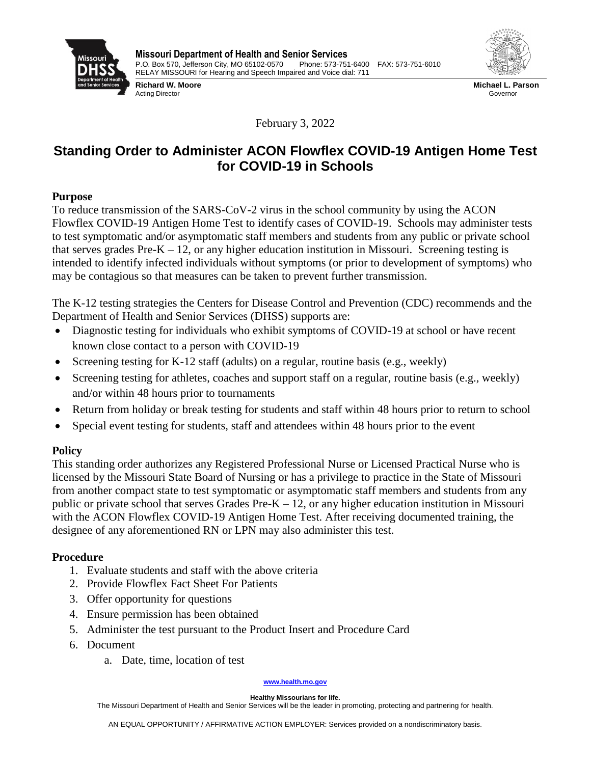**Missouri Department of Health and Senior Services**
P.O. Box 570, Jefferson City, MO 65102-0570    Phone: 573-751-6400    FAX: 573-751-6010
RELAY MISSOURI for Hearing and Speech Impaired and Voice dial: 711

**Richard W. Moore**
Acting Director

**Michael L. Parson**
Governor

February 3, 2022

# Standing Order to Administer ACON Flowflex COVID-19 Antigen Home Test for COVID-19 in Schools

## Purpose

To reduce transmission of the SARS-CoV-2 virus in the school community by using the ACON Flowflex COVID-19 Antigen Home Test to identify cases of COVID-19. Schools may administer tests to test symptomatic and/or asymptomatic staff members and students from any public or private school that serves grades Pre-K – 12, or any higher education institution in Missouri. Screening testing is intended to identify infected individuals without symptoms (or prior to development of symptoms) who may be contagious so that measures can be taken to prevent further transmission.

The K-12 testing strategies the Centers for Disease Control and Prevention (CDC) recommends and the Department of Health and Senior Services (DHSS) supports are:

- Diagnostic testing for individuals who exhibit symptoms of COVID-19 at school or have recent known close contact to a person with COVID-19
- Screening testing for K-12 staff (adults) on a regular, routine basis (e.g., weekly)
- Screening testing for athletes, coaches and support staff on a regular, routine basis (e.g., weekly) and/or within 48 hours prior to tournaments
- Return from holiday or break testing for students and staff within 48 hours prior to return to school
- Special event testing for students, staff and attendees within 48 hours prior to the event

## Policy

This standing order authorizes any Registered Professional Nurse or Licensed Practical Nurse who is licensed by the Missouri State Board of Nursing or has a privilege to practice in the State of Missouri from another compact state to test symptomatic or asymptomatic staff members and students from any public or private school that serves Grades Pre-K – 12, or any higher education institution in Missouri with the ACON Flowflex COVID-19 Antigen Home Test. After receiving documented training, the designee of any aforementioned RN or LPN may also administer this test.

## Procedure

1. Evaluate students and staff with the above criteria
2. Provide Flowflex Fact Sheet For Patients
3. Offer opportunity for questions
4. Ensure permission has been obtained
5. Administer the test pursuant to the Product Insert and Procedure Card
6. Document
    a. Date, time, location of test

www.health.mo.gov

**Healthy Missourians for life.**
The Missouri Department of Health and Senior Services will be the leader in promoting, protecting and partnering for health.

AN EQUAL OPPORTUNITY / AFFIRMATIVE ACTION EMPLOYER: Services provided on a nondiscriminatory basis.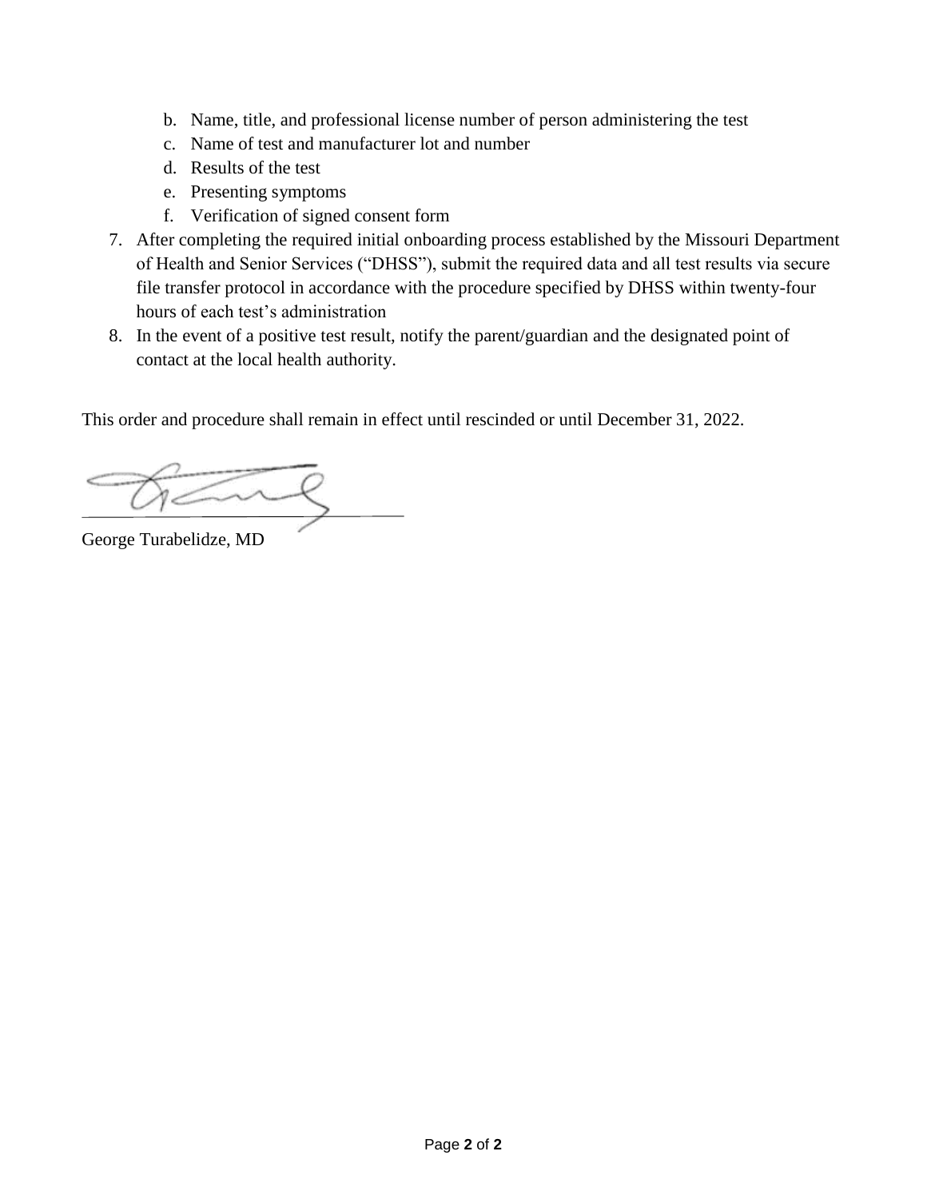b. Name, title, and professional license number of person administering the test
c. Name of test and manufacturer lot and number
d. Results of the test
e. Presenting symptoms
f. Verification of signed consent form

7. After completing the required initial onboarding process established by the Missouri Department of Health and Senior Services ("DHSS"), submit the required data and all test results via secure file transfer protocol in accordance with the procedure specified by DHSS within twenty-four hours of each test's administration
8. In the event of a positive test result, notify the parent/guardian and the designated point of contact at the local health authority.

This order and procedure shall remain in effect until rescinded or until December 31, 2022.

George Turabelidze, MD